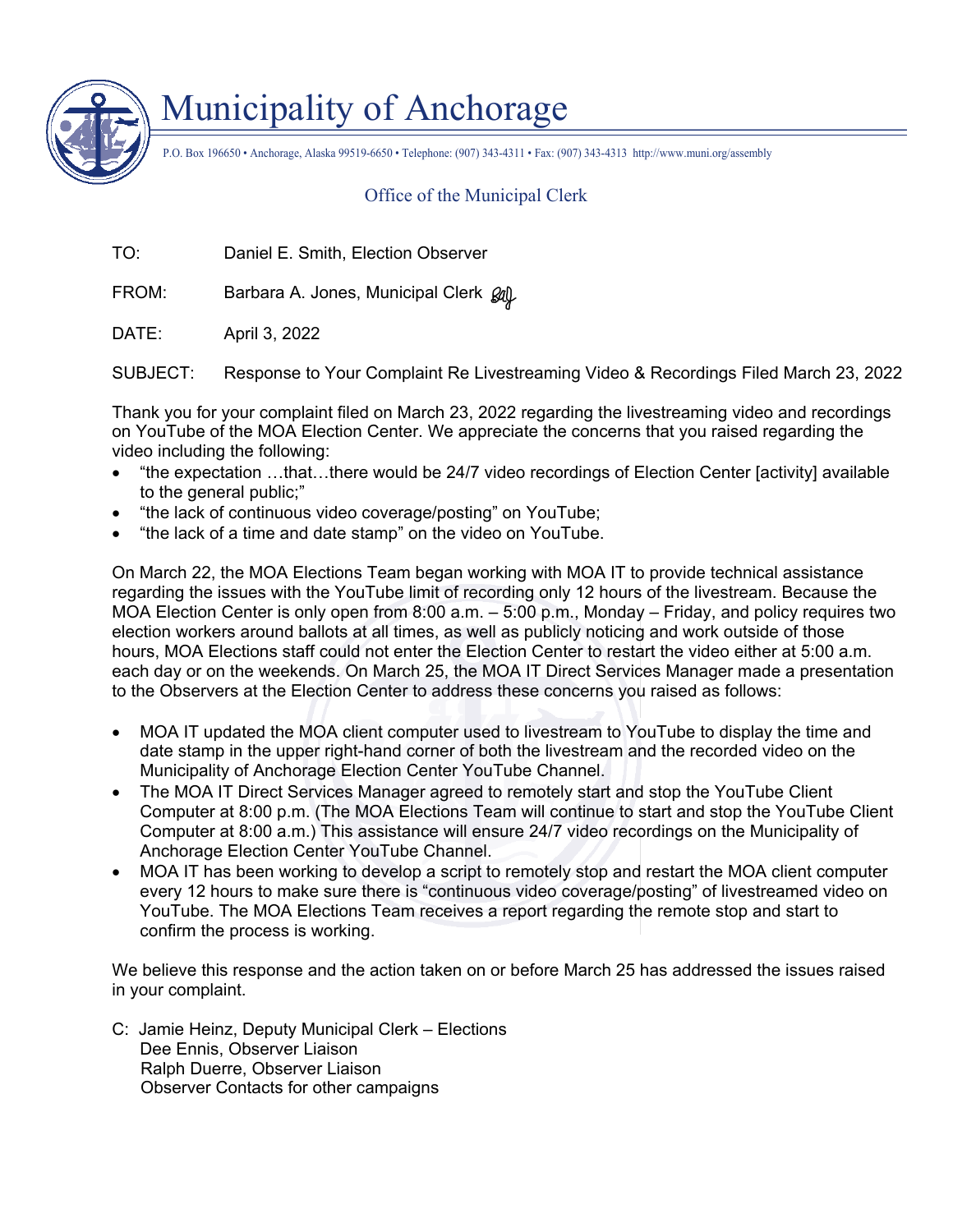# Municipality of Anchorage

P.O. Box 196650 • Anchorage, Alaska 99519-6650 • Telephone: (907) 343-4311 • Fax: (907) 343-4313 http://www.muni.org/assembly

## Office of the Municipal Clerk

TO: Daniel E. Smith, Election Observer

FROM: Barbara A. Jones, Municipal Clerk

DATE: April 3, 2022

SUBJECT: Response to Your Complaint Re Livestreaming Video & Recordings Filed March 23, 2022

Thank you for your complaint filed on March 23, 2022 regarding the livestreaming video and recordings on YouTube of the MOA Election Center. We appreciate the concerns that you raised regarding the video including the following:

- "the expectation …that…there would be 24/7 video recordings of Election Center [activity] available to the general public;"
- "the lack of continuous video coverage/posting" on YouTube;
- "the lack of a time and date stamp" on the video on YouTube.

On March 22, the MOA Elections Team began working with MOA IT to provide technical assistance regarding the issues with the YouTube limit of recording only 12 hours of the livestream. Because the MOA Election Center is only open from 8:00 a.m. – 5:00 p.m., Monday – Friday, and policy requires two election workers around ballots at all times, as well as publicly noticing and work outside of those hours, MOA Elections staff could not enter the Election Center to restart the video either at 5:00 a.m. each day or on the weekends. On March 25, the MOA IT Direct Services Manager made a presentation to the Observers at the Election Center to address these concerns you raised as follows:

- MOA IT updated the MOA client computer used to livestream to YouTube to display the time and date stamp in the upper right-hand corner of both the livestream and the recorded video on the Municipality of Anchorage Election Center YouTube Channel.
- The MOA IT Direct Services Manager agreed to remotely start and stop the YouTube Client Computer at 8:00 p.m. (The MOA Elections Team will continue to start and stop the YouTube Client Computer at 8:00 a.m.) This assistance will ensure 24/7 video recordings on the Municipality of Anchorage Election Center YouTube Channel.
- MOA IT has been working to develop a script to remotely stop and restart the MOA client computer every 12 hours to make sure there is "continuous video coverage/posting" of livestreamed video on YouTube. The MOA Elections Team receives a report regarding the remote stop and start to confirm the process is working.

We believe this response and the action taken on or before March 25 has addressed the issues raised in your complaint.

C: Jamie Heinz, Deputy Municipal Clerk – Elections
Dee Ennis, Observer Liaison
Ralph Duerre, Observer Liaison
Observer Contacts for other campaigns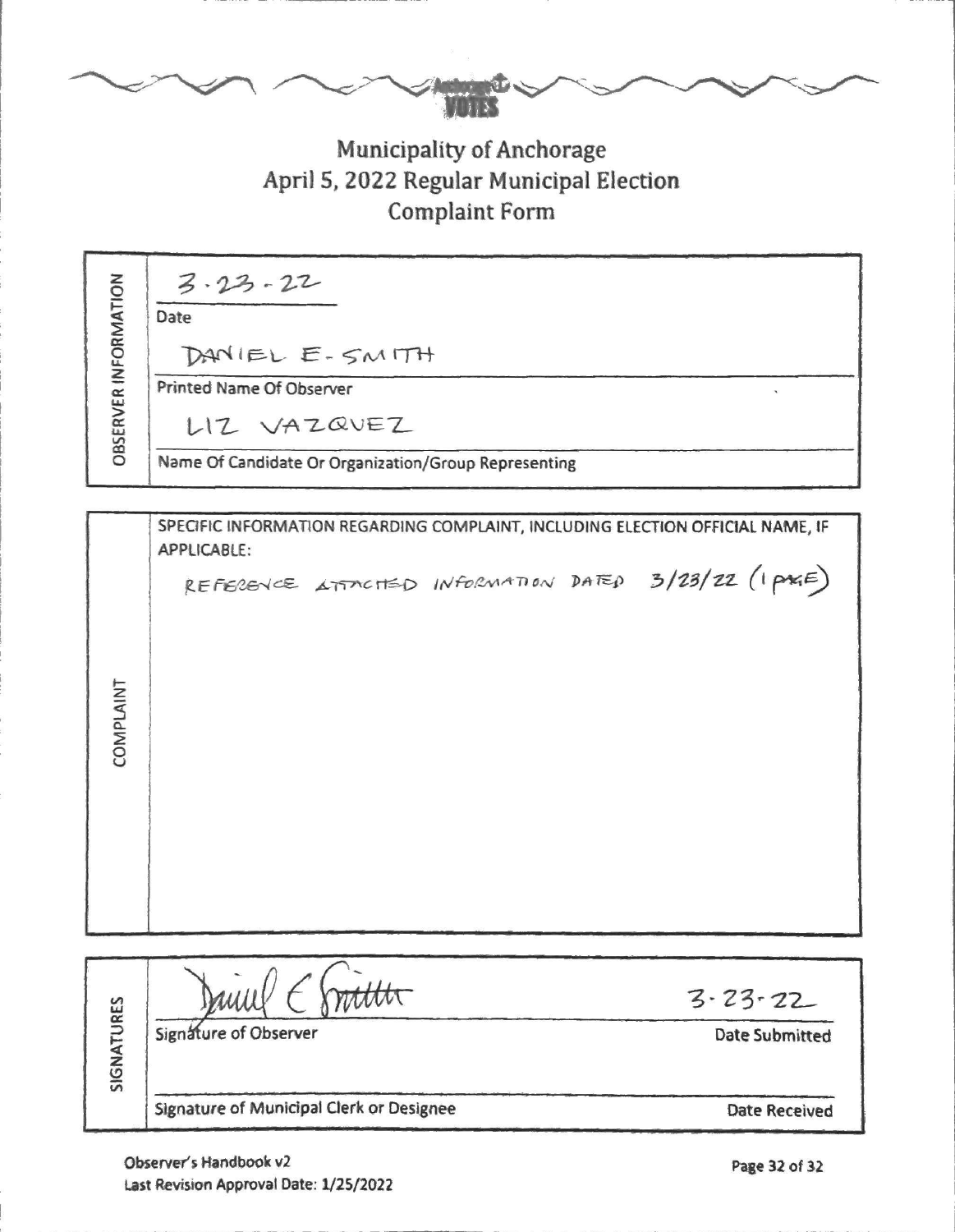# Municipality of Anchorage

## April 5, 2022 Regular Municipal Election

## Complaint Form

**OBSERVER INFORMATION**

3-23-22

Date

DANIEL E. SMITH

Printed Name Of Observer

LIZ VAZQUEZ

Name Of Candidate Or Organization/Group Representing

**COMPLAINT**

SPECIFIC INFORMATION REGARDING COMPLAINT, INCLUDING ELECTION OFFICIAL NAME, IF APPLICABLE:

REFERENCE ATTACHED INFORMATION DATED 3/23/22 (1 PAGE)

**SIGNATURES**

Daniel E Smith — 3-23-22

Signature of Observer — Date Submitted

Signature of Municipal Clerk or Designee — Date Received

Observer's Handbook v2
Last Revision Approval Date: 1/25/2022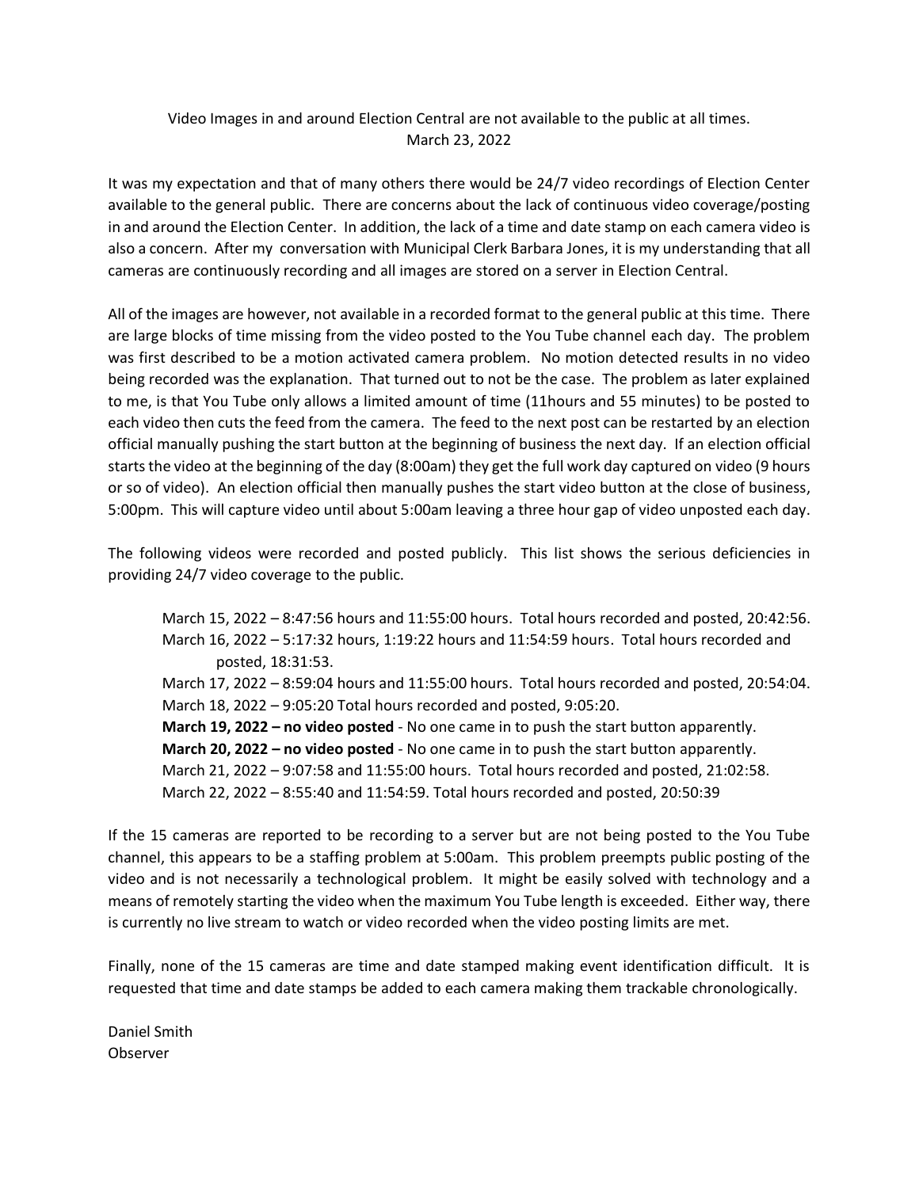Video Images in and around Election Central are not available to the public at all times.
March 23, 2022

It was my expectation and that of many others there would be 24/7 video recordings of Election Center available to the general public. There are concerns about the lack of continuous video coverage/posting in and around the Election Center. In addition, the lack of a time and date stamp on each camera video is also a concern. After my conversation with Municipal Clerk Barbara Jones, it is my understanding that all cameras are continuously recording and all images are stored on a server in Election Central.

All of the images are however, not available in a recorded format to the general public at this time. There are large blocks of time missing from the video posted to the You Tube channel each day. The problem was first described to be a motion activated camera problem. No motion detected results in no video being recorded was the explanation. That turned out to not be the case. The problem as later explained to me, is that You Tube only allows a limited amount of time (11hours and 55 minutes) to be posted to each video then cuts the feed from the camera. The feed to the next post can be restarted by an election official manually pushing the start button at the beginning of business the next day. If an election official starts the video at the beginning of the day (8:00am) they get the full work day captured on video (9 hours or so of video). An election official then manually pushes the start video button at the close of business, 5:00pm. This will capture video until about 5:00am leaving a three hour gap of video unposted each day.

The following videos were recorded and posted publicly. This list shows the serious deficiencies in providing 24/7 video coverage to the public.

March 15, 2022 – 8:47:56 hours and 11:55:00 hours. Total hours recorded and posted, 20:42:56.
March 16, 2022 – 5:17:32 hours, 1:19:22 hours and 11:54:59 hours. Total hours recorded and posted, 18:31:53.
March 17, 2022 – 8:59:04 hours and 11:55:00 hours. Total hours recorded and posted, 20:54:04.
March 18, 2022 – 9:05:20 Total hours recorded and posted, 9:05:20.
**March 19, 2022 – no video posted** - No one came in to push the start button apparently.
**March 20, 2022 – no video posted** - No one came in to push the start button apparently.
March 21, 2022 – 9:07:58 and 11:55:00 hours. Total hours recorded and posted, 21:02:58.
March 22, 2022 – 8:55:40 and 11:54:59. Total hours recorded and posted, 20:50:39

If the 15 cameras are reported to be recording to a server but are not being posted to the You Tube channel, this appears to be a staffing problem at 5:00am. This problem preempts public posting of the video and is not necessarily a technological problem. It might be easily solved with technology and a means of remotely starting the video when the maximum You Tube length is exceeded. Either way, there is currently no live stream to watch or video recorded when the video posting limits are met.

Finally, none of the 15 cameras are time and date stamped making event identification difficult. It is requested that time and date stamps be added to each camera making them trackable chronologically.

Daniel Smith
Observer